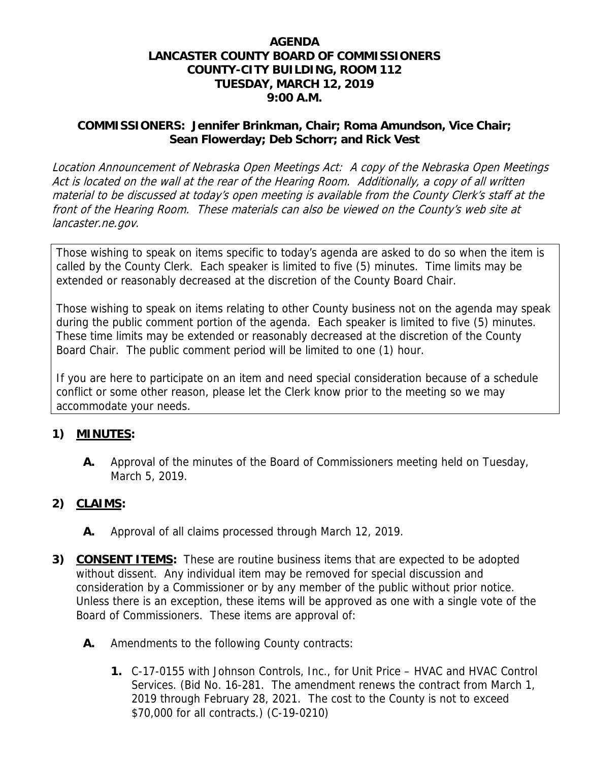# AGENDA
# LANCASTER COUNTY BOARD OF COMMISSIONERS
# COUNTY-CITY BUILDING, ROOM 112
# TUESDAY, MARCH 12, 2019
# 9:00 A.M.

**COMMISSIONERS: Jennifer Brinkman, Chair; Roma Amundson, Vice Chair; Sean Flowerday; Deb Schorr; and Rick Vest**

*Location Announcement of Nebraska Open Meetings Act: A copy of the Nebraska Open Meetings Act is located on the wall at the rear of the Hearing Room. Additionally, a copy of all written material to be discussed at today's open meeting is available from the County Clerk's staff at the front of the Hearing Room. These materials can also be viewed on the County's web site at lancaster.ne.gov.*

Those wishing to speak on items specific to today's agenda are asked to do so when the item is called by the County Clerk. Each speaker is limited to five (5) minutes. Time limits may be extended or reasonably decreased at the discretion of the County Board Chair.

Those wishing to speak on items relating to other County business not on the agenda may speak during the public comment portion of the agenda. Each speaker is limited to five (5) minutes. These time limits may be extended or reasonably decreased at the discretion of the County Board Chair. The public comment period will be limited to one (1) hour.

If you are here to participate on an item and need special consideration because of a schedule conflict or some other reason, please let the Clerk know prior to the meeting so we may accommodate your needs.

**1) MINUTES:**

- **A.** Approval of the minutes of the Board of Commissioners meeting held on Tuesday, March 5, 2019.

**2) CLAIMS:**

- **A.** Approval of all claims processed through March 12, 2019.

**3) CONSENT ITEMS:** These are routine business items that are expected to be adopted without dissent. Any individual item may be removed for special discussion and consideration by a Commissioner or by any member of the public without prior notice. Unless there is an exception, these items will be approved as one with a single vote of the Board of Commissioners. These items are approval of:

- **A.** Amendments to the following County contracts:

  - **1.** C-17-0155 with Johnson Controls, Inc., for Unit Price – HVAC and HVAC Control Services. (Bid No. 16-281. The amendment renews the contract from March 1, 2019 through February 28, 2021. The cost to the County is not to exceed \$70,000 for all contracts.) (C-19-0210)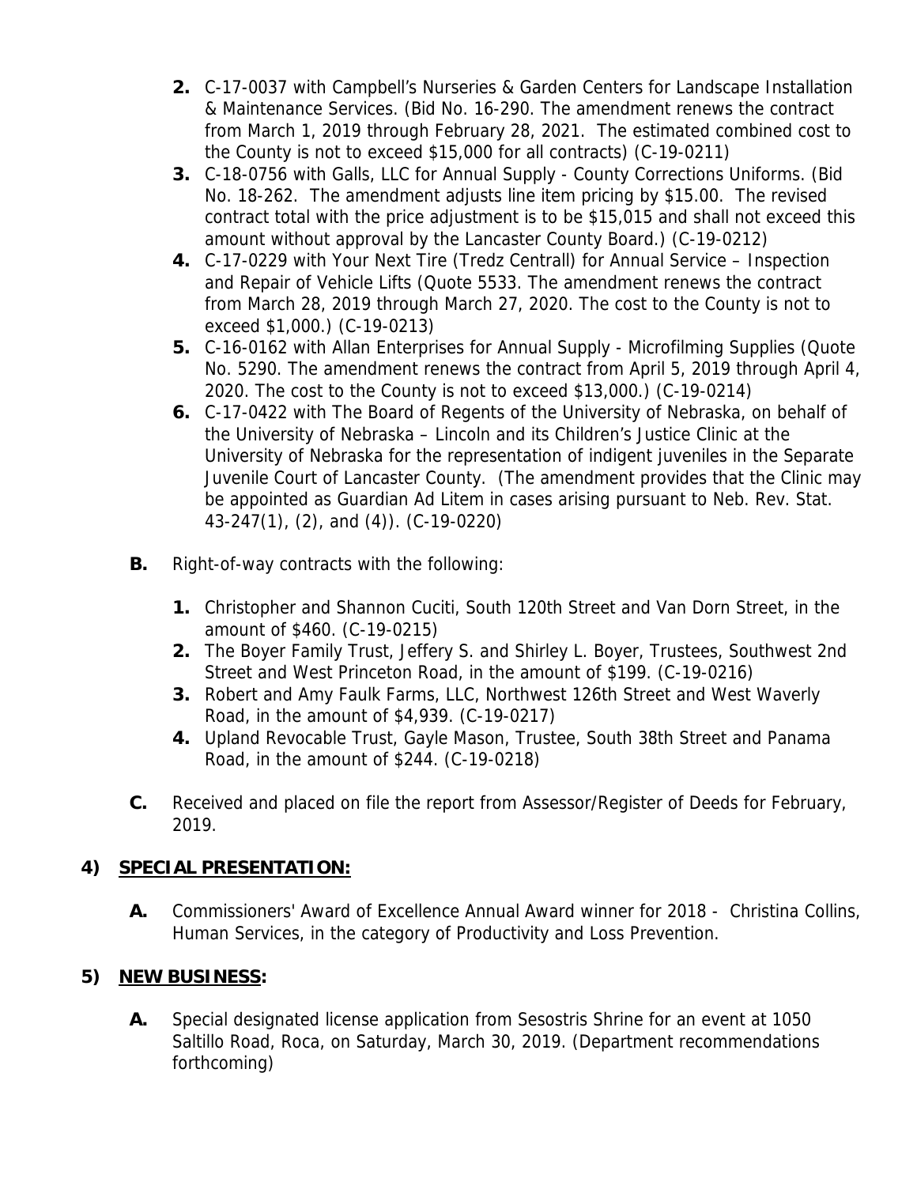2. C-17-0037 with Campbell's Nurseries & Garden Centers for Landscape Installation & Maintenance Services. (Bid No. 16-290. The amendment renews the contract from March 1, 2019 through February 28, 2021. The estimated combined cost to the County is not to exceed $15,000 for all contracts) (C-19-0211)
3. C-18-0756 with Galls, LLC for Annual Supply - County Corrections Uniforms. (Bid No. 18-262. The amendment adjusts line item pricing by $15.00. The revised contract total with the price adjustment is to be $15,015 and shall not exceed this amount without approval by the Lancaster County Board.) (C-19-0212)
4. C-17-0229 with Your Next Tire (Tredz Centrall) for Annual Service – Inspection and Repair of Vehicle Lifts (Quote 5533. The amendment renews the contract from March 28, 2019 through March 27, 2020. The cost to the County is not to exceed $1,000.) (C-19-0213)
5. C-16-0162 with Allan Enterprises for Annual Supply - Microfilming Supplies (Quote No. 5290. The amendment renews the contract from April 5, 2019 through April 4, 2020. The cost to the County is not to exceed $13,000.) (C-19-0214)
6. C-17-0422 with The Board of Regents of the University of Nebraska, on behalf of the University of Nebraska – Lincoln and its Children's Justice Clinic at the University of Nebraska for the representation of indigent juveniles in the Separate Juvenile Court of Lancaster County. (The amendment provides that the Clinic may be appointed as Guardian Ad Litem in cases arising pursuant to Neb. Rev. Stat. 43-247(1), (2), and (4)). (C-19-0220)

**B.** Right-of-way contracts with the following:

1. Christopher and Shannon Cuciti, South 120th Street and Van Dorn Street, in the amount of $460. (C-19-0215)
2. The Boyer Family Trust, Jeffery S. and Shirley L. Boyer, Trustees, Southwest 2nd Street and West Princeton Road, in the amount of $199. (C-19-0216)
3. Robert and Amy Faulk Farms, LLC, Northwest 126th Street and West Waverly Road, in the amount of $4,939. (C-19-0217)
4. Upland Revocable Trust, Gayle Mason, Trustee, South 38th Street and Panama Road, in the amount of $244. (C-19-0218)

**C.** Received and placed on file the report from Assessor/Register of Deeds for February, 2019.

## 4) SPECIAL PRESENTATION:

**A.** Commissioners' Award of Excellence Annual Award winner for 2018 - Christina Collins, Human Services, in the category of Productivity and Loss Prevention.

## 5) NEW BUSINESS:

**A.** Special designated license application from Sesostris Shrine for an event at 1050 Saltillo Road, Roca, on Saturday, March 30, 2019. (Department recommendations forthcoming)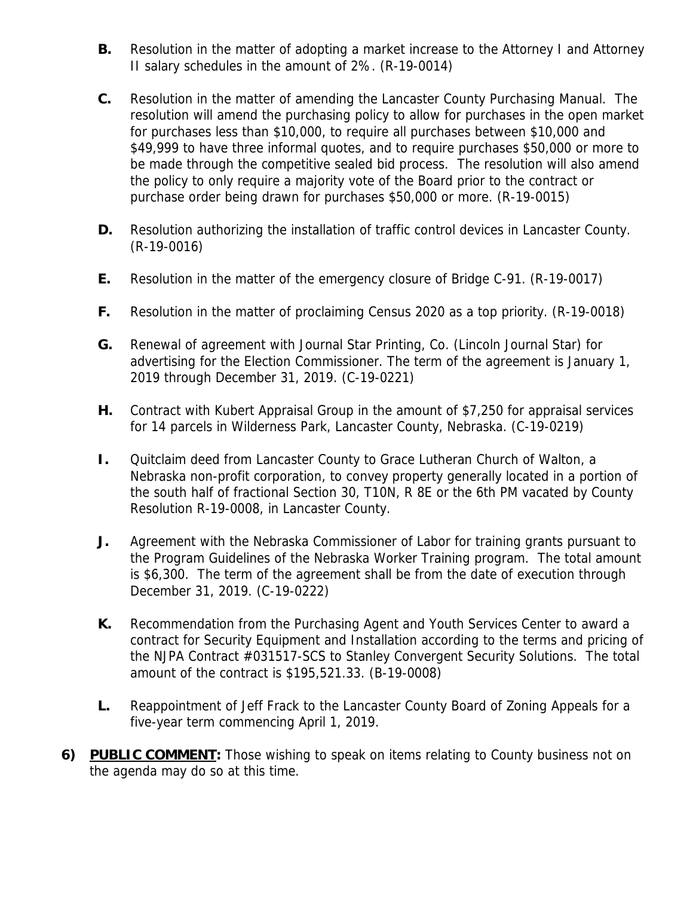**B.** Resolution in the matter of adopting a market increase to the Attorney I and Attorney II salary schedules in the amount of 2%. (R-19-0014)

**C.** Resolution in the matter of amending the Lancaster County Purchasing Manual. The resolution will amend the purchasing policy to allow for purchases in the open market for purchases less than $10,000, to require all purchases between $10,000 and $49,999 to have three informal quotes, and to require purchases $50,000 or more to be made through the competitive sealed bid process. The resolution will also amend the policy to only require a majority vote of the Board prior to the contract or purchase order being drawn for purchases $50,000 or more. (R-19-0015)

**D.** Resolution authorizing the installation of traffic control devices in Lancaster County. (R-19-0016)

**E.** Resolution in the matter of the emergency closure of Bridge C-91. (R-19-0017)

**F.** Resolution in the matter of proclaiming Census 2020 as a top priority. (R-19-0018)

**G.** Renewal of agreement with Journal Star Printing, Co. (Lincoln Journal Star) for advertising for the Election Commissioner. The term of the agreement is January 1, 2019 through December 31, 2019. (C-19-0221)

**H.** Contract with Kubert Appraisal Group in the amount of $7,250 for appraisal services for 14 parcels in Wilderness Park, Lancaster County, Nebraska. (C-19-0219)

**I.** Quitclaim deed from Lancaster County to Grace Lutheran Church of Walton, a Nebraska non-profit corporation, to convey property generally located in a portion of the south half of fractional Section 30, T10N, R 8E or the 6th PM vacated by County Resolution R-19-0008, in Lancaster County.

**J.** Agreement with the Nebraska Commissioner of Labor for training grants pursuant to the Program Guidelines of the Nebraska Worker Training program. The total amount is $6,300. The term of the agreement shall be from the date of execution through December 31, 2019. (C-19-0222)

**K.** Recommendation from the Purchasing Agent and Youth Services Center to award a contract for Security Equipment and Installation according to the terms and pricing of the NJPA Contract #031517-SCS to Stanley Convergent Security Solutions. The total amount of the contract is $195,521.33. (B-19-0008)

**L.** Reappointment of Jeff Frack to the Lancaster County Board of Zoning Appeals for a five-year term commencing April 1, 2019.

**6) PUBLIC COMMENT:** Those wishing to speak on items relating to County business not on the agenda may do so at this time.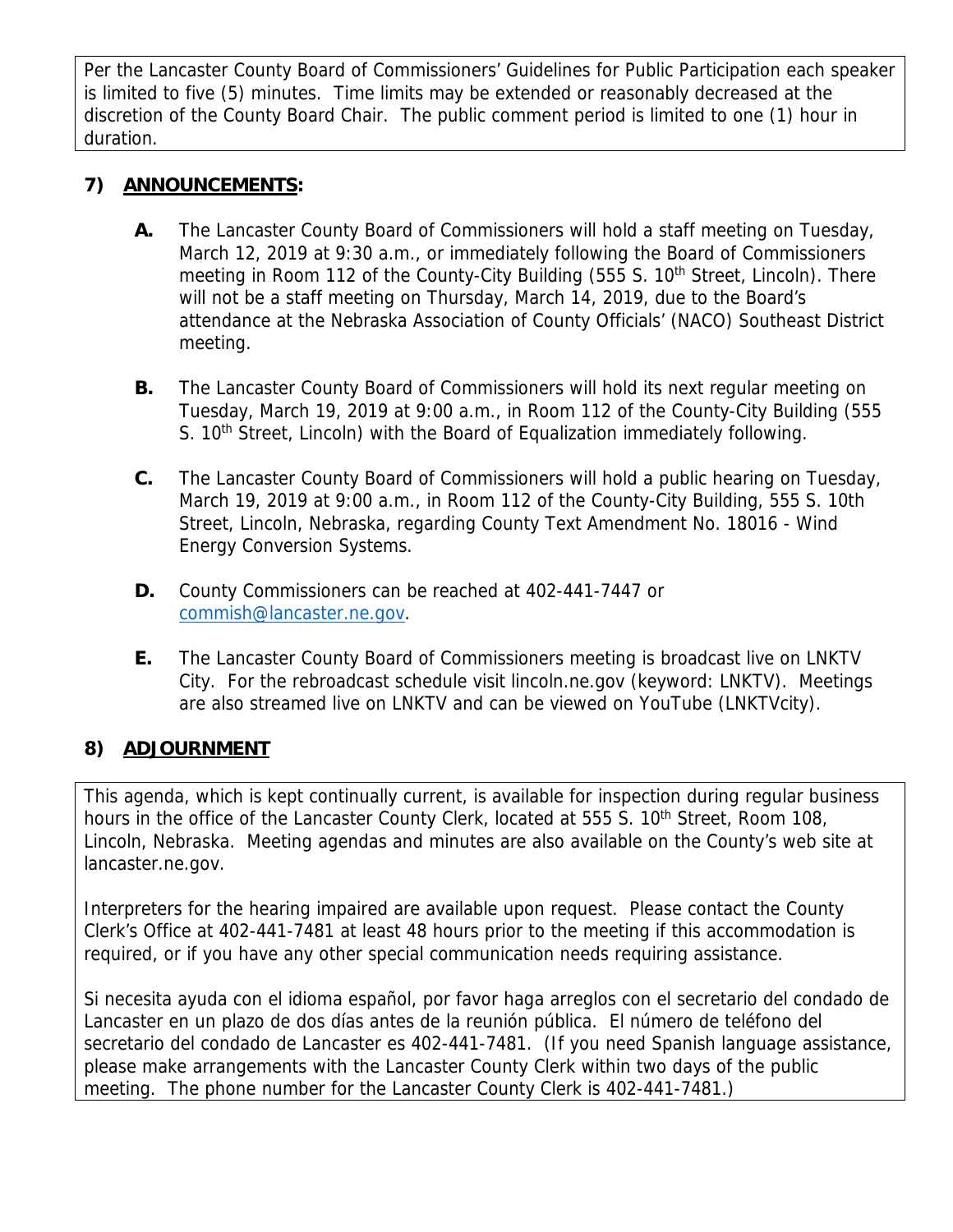Per the Lancaster County Board of Commissioners' Guidelines for Public Participation each speaker is limited to five (5) minutes. Time limits may be extended or reasonably decreased at the discretion of the County Board Chair. The public comment period is limited to one (1) hour in duration.

## 7) ANNOUNCEMENTS:

**A.** The Lancaster County Board of Commissioners will hold a staff meeting on Tuesday, March 12, 2019 at 9:30 a.m., or immediately following the Board of Commissioners meeting in Room 112 of the County-City Building (555 S. 10th Street, Lincoln). There will not be a staff meeting on Thursday, March 14, 2019, due to the Board's attendance at the Nebraska Association of County Officials' (NACO) Southeast District meeting.

**B.** The Lancaster County Board of Commissioners will hold its next regular meeting on Tuesday, March 19, 2019 at 9:00 a.m., in Room 112 of the County-City Building (555 S. 10th Street, Lincoln) with the Board of Equalization immediately following.

**C.** The Lancaster County Board of Commissioners will hold a public hearing on Tuesday, March 19, 2019 at 9:00 a.m., in Room 112 of the County-City Building, 555 S. 10th Street, Lincoln, Nebraska, regarding County Text Amendment No. 18016 - Wind Energy Conversion Systems.

**D.** County Commissioners can be reached at 402-441-7447 or commish@lancaster.ne.gov.

**E.** The Lancaster County Board of Commissioners meeting is broadcast live on LNKTV City. For the rebroadcast schedule visit lincoln.ne.gov (keyword: LNKTV). Meetings are also streamed live on LNKTV and can be viewed on YouTube (LNKTVcity).

## 8) ADJOURNMENT

This agenda, which is kept continually current, is available for inspection during regular business hours in the office of the Lancaster County Clerk, located at 555 S. 10th Street, Room 108, Lincoln, Nebraska. Meeting agendas and minutes are also available on the County's web site at lancaster.ne.gov.

Interpreters for the hearing impaired are available upon request. Please contact the County Clerk's Office at 402-441-7481 at least 48 hours prior to the meeting if this accommodation is required, or if you have any other special communication needs requiring assistance.

Si necesita ayuda con el idioma español, por favor haga arreglos con el secretario del condado de Lancaster en un plazo de dos días antes de la reunión pública. El número de teléfono del secretario del condado de Lancaster es 402-441-7481. (If you need Spanish language assistance, please make arrangements with the Lancaster County Clerk within two days of the public meeting. The phone number for the Lancaster County Clerk is 402-441-7481.)